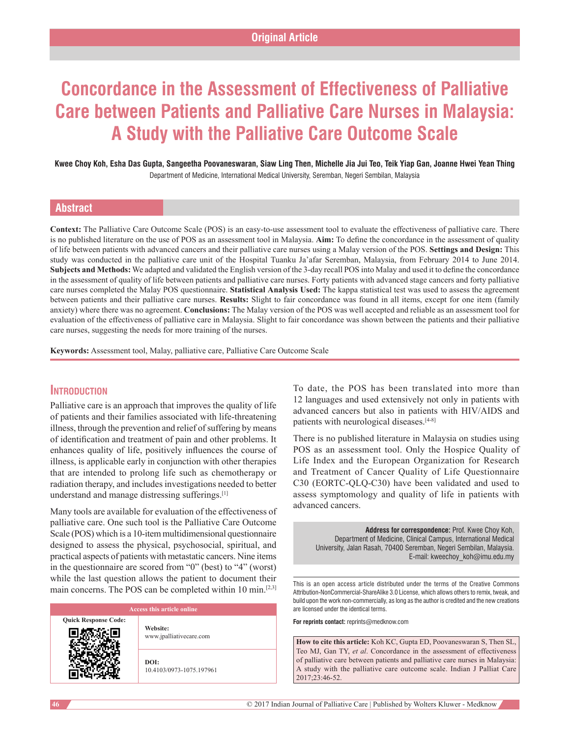Original Article

# Concordance in the Assessment of Effectiveness of Palliative Care between Patients and Palliative Care Nurses in Malaysia: A Study with the Palliative Care Outcome Scale

**Kwee Choy Koh, Esha Das Gupta, Sangeetha Poovaneswaran, Siaw Ling Then, Michelle Jia Jui Teo, Teik Yiap Gan, Joanne Hwei Yean Thing**

Department of Medicine, International Medical University, Seremban, Negeri Sembilan, Malaysia

## Abstract

**Context:** The Palliative Care Outcome Scale (POS) is an easy-to-use assessment tool to evaluate the effectiveness of palliative care. There is no published literature on the use of POS as an assessment tool in Malaysia. **Aim:** To define the concordance in the assessment of quality of life between patients with advanced cancers and their palliative care nurses using a Malay version of the POS. **Settings and Design:** This study was conducted in the palliative care unit of the Hospital Tuanku Ja'afar Seremban, Malaysia, from February 2014 to June 2014. **Subjects and Methods:** We adapted and validated the English version of the 3-day recall POS into Malay and used it to define the concordance in the assessment of quality of life between patients and palliative care nurses. Forty patients with advanced stage cancers and forty palliative care nurses completed the Malay POS questionnaire. **Statistical Analysis Used:** The kappa statistical test was used to assess the agreement between patients and their palliative care nurses. **Results:** Slight to fair concordance was found in all items, except for one item (family anxiety) where there was no agreement. **Conclusions:** The Malay version of the POS was well accepted and reliable as an assessment tool for evaluation of the effectiveness of palliative care in Malaysia. Slight to fair concordance was shown between the patients and their palliative care nurses, suggesting the needs for more training of the nurses.

**Keywords:** Assessment tool, Malay, palliative care, Palliative Care Outcome Scale

## Introduction

Palliative care is an approach that improves the quality of life of patients and their families associated with life-threatening illness, through the prevention and relief of suffering by means of identification and treatment of pain and other problems. It enhances quality of life, positively influences the course of illness, is applicable early in conjunction with other therapies that are intended to prolong life such as chemotherapy or radiation therapy, and includes investigations needed to better understand and manage distressing sufferings.[1]

Many tools are available for evaluation of the effectiveness of palliative care. One such tool is the Palliative Care Outcome Scale (POS) which is a 10-item multidimensional questionnaire designed to assess the physical, psychosocial, spiritual, and practical aspects of patients with metastatic cancers. Nine items in the questionnaire are scored from "0" (best) to "4" (worst) while the last question allows the patient to document their main concerns. The POS can be completed within 10 min.[2,3]

To date, the POS has been translated into more than 12 languages and used extensively not only in patients with advanced cancers but also in patients with HIV/AIDS and patients with neurological diseases.[4-8]

There is no published literature in Malaysia on studies using POS as an assessment tool. Only the Hospice Quality of Life Index and the European Organization for Research and Treatment of Cancer Quality of Life Questionnaire C30 (EORTC-QLQ-C30) have been validated and used to assess symptomology and quality of life in patients with advanced cancers.

**Address for correspondence:** Prof. Kwee Choy Koh, Department of Medicine, Clinical Campus, International Medical University, Jalan Rasah, 70400 Seremban, Negeri Sembilan, Malaysia. E-mail: kweechoy_koh@imu.edu.my

| Access this article online | |
|---|---|
| Quick Response Code: | **Website:** www.jpalliativecare.com |
| | **DOI:** 10.4103/0973-1075.197961 |

This is an open access article distributed under the terms of the Creative Commons Attribution-NonCommercial-ShareAlike 3.0 License, which allows others to remix, tweak, and build upon the work non-commercially, as long as the author is credited and the new creations are licensed under the identical terms.

**For reprints contact:** reprints@medknow.com

**How to cite this article:** Koh KC, Gupta ED, Poovaneswaran S, Then SL, Teo MJ, Gan TY, *et al*. Concordance in the assessment of effectiveness of palliative care between patients and palliative care nurses in Malaysia: A study with the palliative care outcome scale. Indian J Palliat Care 2017;23:46-52.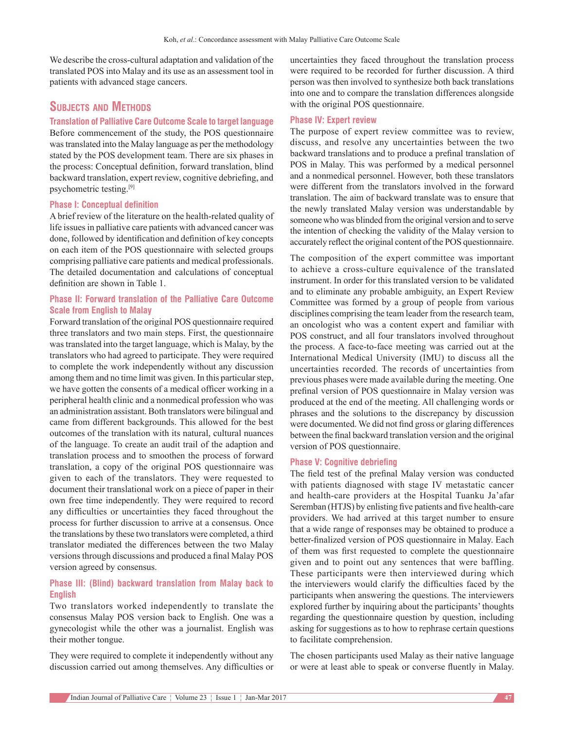We describe the cross-cultural adaptation and validation of the translated POS into Malay and its use as an assessment tool in patients with advanced stage cancers.

## Subjects and Methods

### Translation of Palliative Care Outcome Scale to target language

Before commencement of the study, the POS questionnaire was translated into the Malay language as per the methodology stated by the POS development team. There are six phases in the process: Conceptual definition, forward translation, blind backward translation, expert review, cognitive debriefing, and psychometric testing.[9]

### Phase I: Conceptual definition

A brief review of the literature on the health-related quality of life issues in palliative care patients with advanced cancer was done, followed by identification and definition of key concepts on each item of the POS questionnaire with selected groups comprising palliative care patients and medical professionals. The detailed documentation and calculations of conceptual definition are shown in Table 1.

### Phase II: Forward translation of the Palliative Care Outcome Scale from English to Malay

Forward translation of the original POS questionnaire required three translators and two main steps. First, the questionnaire was translated into the target language, which is Malay, by the translators who had agreed to participate. They were required to complete the work independently without any discussion among them and no time limit was given. In this particular step, we have gotten the consents of a medical officer working in a peripheral health clinic and a nonmedical profession who was an administration assistant. Both translators were bilingual and came from different backgrounds. This allowed for the best outcomes of the translation with its natural, cultural nuances of the language. To create an audit trail of the adaption and translation process and to smoothen the process of forward translation, a copy of the original POS questionnaire was given to each of the translators. They were requested to document their translational work on a piece of paper in their own free time independently. They were required to record any difficulties or uncertainties they faced throughout the process for further discussion to arrive at a consensus. Once the translations by these two translators were completed, a third translator mediated the differences between the two Malay versions through discussions and produced a final Malay POS version agreed by consensus.

### Phase III: (Blind) backward translation from Malay back to English

Two translators worked independently to translate the consensus Malay POS version back to English. One was a gynecologist while the other was a journalist. English was their mother tongue.

They were required to complete it independently without any discussion carried out among themselves. Any difficulties or uncertainties they faced throughout the translation process were required to be recorded for further discussion. A third person was then involved to synthesize both back translations into one and to compare the translation differences alongside with the original POS questionnaire.

### Phase IV: Expert review

The purpose of expert review committee was to review, discuss, and resolve any uncertainties between the two backward translations and to produce a prefinal translation of POS in Malay. This was performed by a medical personnel and a nonmedical personnel. However, both these translators were different from the translators involved in the forward translation. The aim of backward translate was to ensure that the newly translated Malay version was understandable by someone who was blinded from the original version and to serve the intention of checking the validity of the Malay version to accurately reflect the original content of the POS questionnaire.

The composition of the expert committee was important to achieve a cross-culture equivalence of the translated instrument. In order for this translated version to be validated and to eliminate any probable ambiguity, an Expert Review Committee was formed by a group of people from various disciplines comprising the team leader from the research team, an oncologist who was a content expert and familiar with POS construct, and all four translators involved throughout the process. A face-to-face meeting was carried out at the International Medical University (IMU) to discuss all the uncertainties recorded. The records of uncertainties from previous phases were made available during the meeting. One prefinal version of POS questionnaire in Malay version was produced at the end of the meeting. All challenging words or phrases and the solutions to the discrepancy by discussion were documented. We did not find gross or glaring differences between the final backward translation version and the original version of POS questionnaire.

### Phase V: Cognitive debriefing

The field test of the prefinal Malay version was conducted with patients diagnosed with stage IV metastatic cancer and health-care providers at the Hospital Tuanku Ja'afar Seremban (HTJS) by enlisting five patients and five health-care providers. We had arrived at this target number to ensure that a wide range of responses may be obtained to produce a better-finalized version of POS questionnaire in Malay. Each of them was first requested to complete the questionnaire given and to point out any sentences that were baffling. These participants were then interviewed during which the interviewers would clarify the difficulties faced by the participants when answering the questions. The interviewers explored further by inquiring about the participants' thoughts regarding the questionnaire question by question, including asking for suggestions as to how to rephrase certain questions to facilitate comprehension.

The chosen participants used Malay as their native language or were at least able to speak or converse fluently in Malay.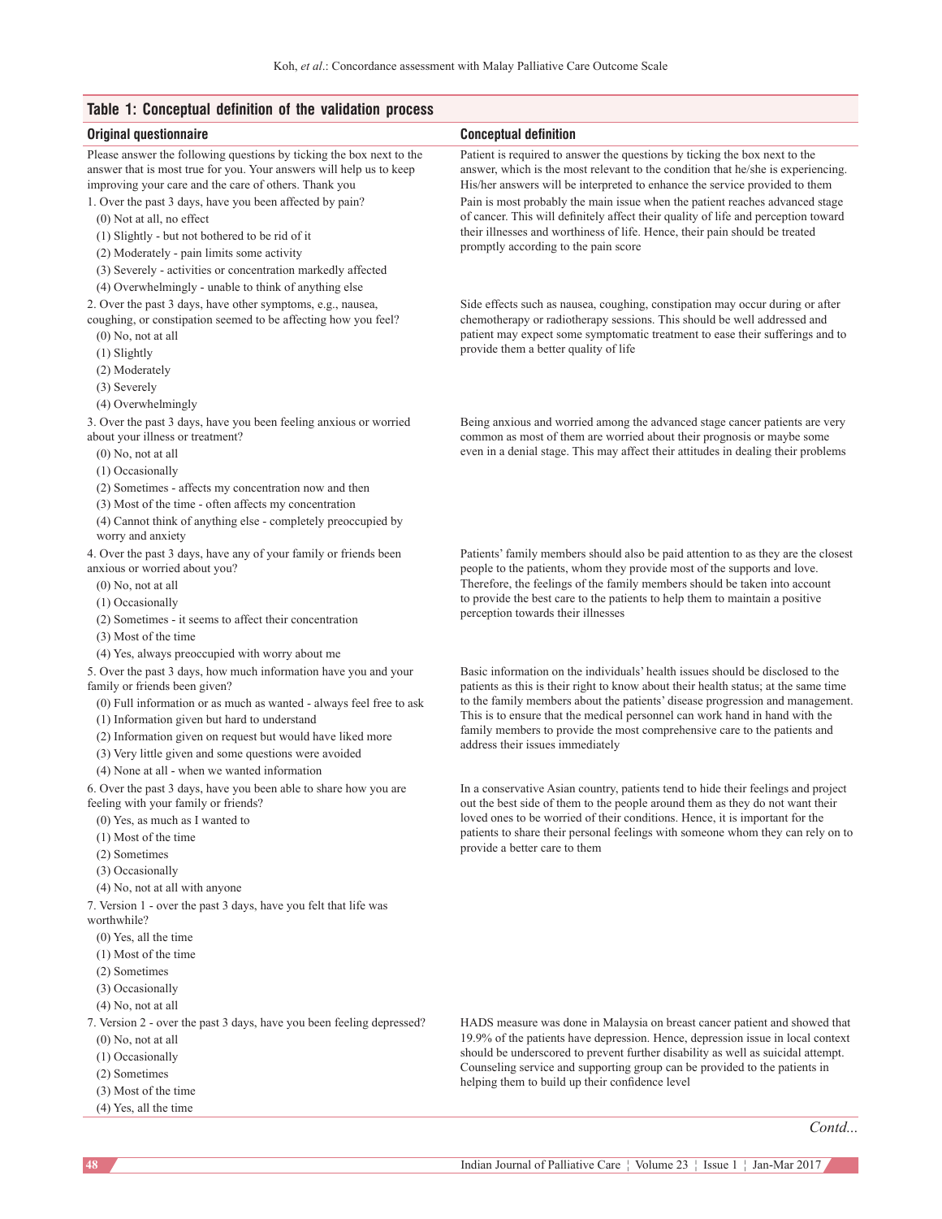**Table 1: Conceptual definition of the validation process**

| Original questionnaire | Conceptual definition |
|---|---|
| Please answer the following questions by ticking the box next to the answer that is most true for you. Your answers will help us to keep improving your care and the care of others. Thank you | Patient is required to answer the questions by ticking the box next to the answer, which is the most relevant to the condition that he/she is experiencing. His/her answers will be interpreted to enhance the service provided to them |
| 1. Over the past 3 days, have you been affected by pain?<br>(0) Not at all, no effect<br>(1) Slightly - but not bothered to be rid of it<br>(2) Moderately - pain limits some activity<br>(3) Severely - activities or concentration markedly affected<br>(4) Overwhelmingly - unable to think of anything else | Pain is most probably the main issue when the patient reaches advanced stage of cancer. This will definitely affect their quality of life and perception toward their illnesses and worthiness of life. Hence, their pain should be treated promptly according to the pain score |
| 2. Over the past 3 days, have other symptoms, e.g., nausea, coughing, or constipation seemed to be affecting how you feel?<br>(0) No, not at all<br>(1) Slightly<br>(2) Moderately<br>(3) Severely<br>(4) Overwhelmingly | Side effects such as nausea, coughing, constipation may occur during or after chemotherapy or radiotherapy sessions. This should be well addressed and patient may expect some symptomatic treatment to ease their sufferings and to provide them a better quality of life |
| 3. Over the past 3 days, have you been feeling anxious or worried about your illness or treatment?<br>(0) No, not at all<br>(1) Occasionally<br>(2) Sometimes - affects my concentration now and then<br>(3) Most of the time - often affects my concentration<br>(4) Cannot think of anything else - completely preoccupied by worry and anxiety | Being anxious and worried among the advanced stage cancer patients are very common as most of them are worried about their prognosis or maybe some even in a denial stage. This may affect their attitudes in dealing their problems |
| 4. Over the past 3 days, have any of your family or friends been anxious or worried about you?<br>(0) No, not at all<br>(1) Occasionally<br>(2) Sometimes - it seems to affect their concentration<br>(3) Most of the time<br>(4) Yes, always preoccupied with worry about me | Patients' family members should also be paid attention to as they are the closest people to the patients, whom they provide most of the supports and love. Therefore, the feelings of the family members should be taken into account to provide the best care to the patients to help them to maintain a positive perception towards their illnesses |
| 5. Over the past 3 days, how much information have you and your family or friends been given?<br>(0) Full information or as much as wanted - always feel free to ask<br>(1) Information given but hard to understand<br>(2) Information given on request but would have liked more<br>(3) Very little given and some questions were avoided<br>(4) None at all - when we wanted information | Basic information on the individuals' health issues should be disclosed to the patients as this is their right to know about their health status; at the same time to the family members about the patients' disease progression and management. This is to ensure that the medical personnel can work hand in hand with the family members to provide the most comprehensive care to the patients and address their issues immediately |
| 6. Over the past 3 days, have you been able to share how you are feeling with your family or friends?<br>(0) Yes, as much as I wanted to<br>(1) Most of the time<br>(2) Sometimes<br>(3) Occasionally<br>(4) No, not at all with anyone | In a conservative Asian country, patients tend to hide their feelings and project out the best side of them to the people around them as they do not want their loved ones to be worried of their conditions. Hence, it is important for the patients to share their personal feelings with someone whom they can rely on to provide a better care to them |
| 7. Version 1 - over the past 3 days, have you felt that life was worthwhile?<br>(0) Yes, all the time<br>(1) Most of the time<br>(2) Sometimes<br>(3) Occasionally<br>(4) No, not at all | |
| 7. Version 2 - over the past 3 days, have you been feeling depressed?<br>(0) No, not at all<br>(1) Occasionally<br>(2) Sometimes<br>(3) Most of the time<br>(4) Yes, all the time | HADS measure was done in Malaysia on breast cancer patient and showed that 19.9% of the patients have depression. Hence, depression issue in local context should be underscored to prevent further disability as well as suicidal attempt. Counseling service and supporting group can be provided to the patients in helping them to build up their confidence level |

*Contd...*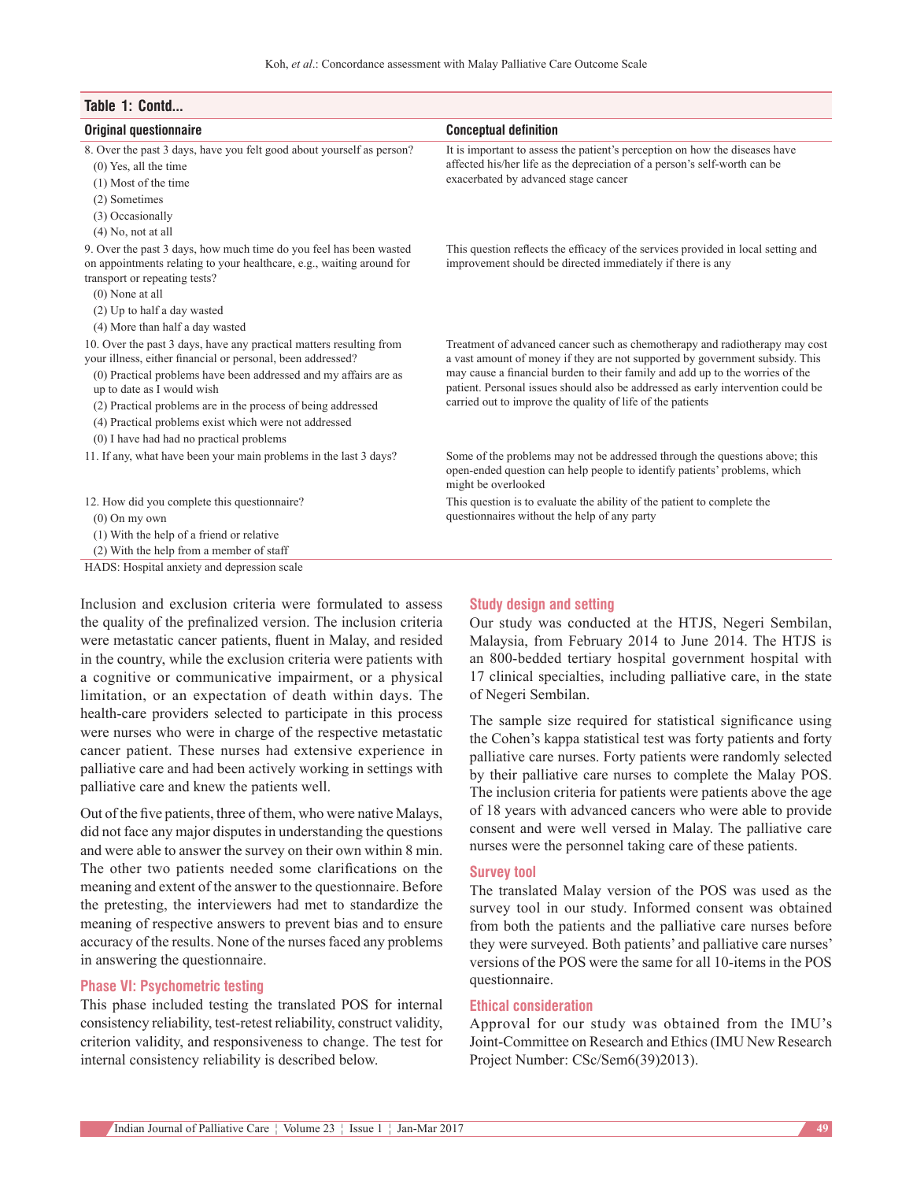**Table 1: Contd...**

| Original questionnaire | Conceptual definition |
|---|---|
| 8. Over the past 3 days, have you felt good about yourself as person?<br>(0) Yes, all the time<br>(1) Most of the time<br>(2) Sometimes<br>(3) Occasionally<br>(4) No, not at all | It is important to assess the patient's perception on how the diseases have affected his/her life as the depreciation of a person's self-worth can be exacerbated by advanced stage cancer |
| 9. Over the past 3 days, how much time do you feel has been wasted on appointments relating to your healthcare, e.g., waiting around for transport or repeating tests?<br>(0) None at all<br>(2) Up to half a day wasted<br>(4) More than half a day wasted | This question reflects the efficacy of the services provided in local setting and improvement should be directed immediately if there is any |
| 10. Over the past 3 days, have any practical matters resulting from your illness, either financial or personal, been addressed?<br>(0) Practical problems have been addressed and my affairs are as up to date as I would wish<br>(2) Practical problems are in the process of being addressed<br>(4) Practical problems exist which were not addressed<br>(0) I have had had no practical problems | Treatment of advanced cancer such as chemotherapy and radiotherapy may cost a vast amount of money if they are not supported by government subsidy. This may cause a financial burden to their family and add up to the worries of the patient. Personal issues should also be addressed as early intervention could be carried out to improve the quality of life of the patients |
| 11. If any, what have been your main problems in the last 3 days? | Some of the problems may not be addressed through the questions above; this open-ended question can help people to identify patients' problems, which might be overlooked |
| 12. How did you complete this questionnaire?<br>(0) On my own<br>(1) With the help of a friend or relative<br>(2) With the help from a member of staff | This question is to evaluate the ability of the patient to complete the questionnaires without the help of any party |

HADS: Hospital anxiety and depression scale

Inclusion and exclusion criteria were formulated to assess the quality of the prefinalized version. The inclusion criteria were metastatic cancer patients, fluent in Malay, and resided in the country, while the exclusion criteria were patients with a cognitive or communicative impairment, or a physical limitation, or an expectation of death within days. The health-care providers selected to participate in this process were nurses who were in charge of the respective metastatic cancer patient. These nurses had extensive experience in palliative care and had been actively working in settings with palliative care and knew the patients well.

Out of the five patients, three of them, who were native Malays, did not face any major disputes in understanding the questions and were able to answer the survey on their own within 8 min. The other two patients needed some clarifications on the meaning and extent of the answer to the questionnaire. Before the pretesting, the interviewers had met to standardize the meaning of respective answers to prevent bias and to ensure accuracy of the results. None of the nurses faced any problems in answering the questionnaire.

### Phase VI: Psychometric testing

This phase included testing the translated POS for internal consistency reliability, test-retest reliability, construct validity, criterion validity, and responsiveness to change. The test for internal consistency reliability is described below.

### Study design and setting

Our study was conducted at the HTJS, Negeri Sembilan, Malaysia, from February 2014 to June 2014. The HTJS is an 800-bedded tertiary hospital government hospital with 17 clinical specialties, including palliative care, in the state of Negeri Sembilan.

The sample size required for statistical significance using the Cohen's kappa statistical test was forty patients and forty palliative care nurses. Forty patients were randomly selected by their palliative care nurses to complete the Malay POS. The inclusion criteria for patients were patients above the age of 18 years with advanced cancers who were able to provide consent and were well versed in Malay. The palliative care nurses were the personnel taking care of these patients.

### Survey tool

The translated Malay version of the POS was used as the survey tool in our study. Informed consent was obtained from both the patients and the palliative care nurses before they were surveyed. Both patients' and palliative care nurses' versions of the POS were the same for all 10-items in the POS questionnaire.

### Ethical consideration

Approval for our study was obtained from the IMU's Joint-Committee on Research and Ethics (IMU New Research Project Number: CSc/Sem6(39)2013).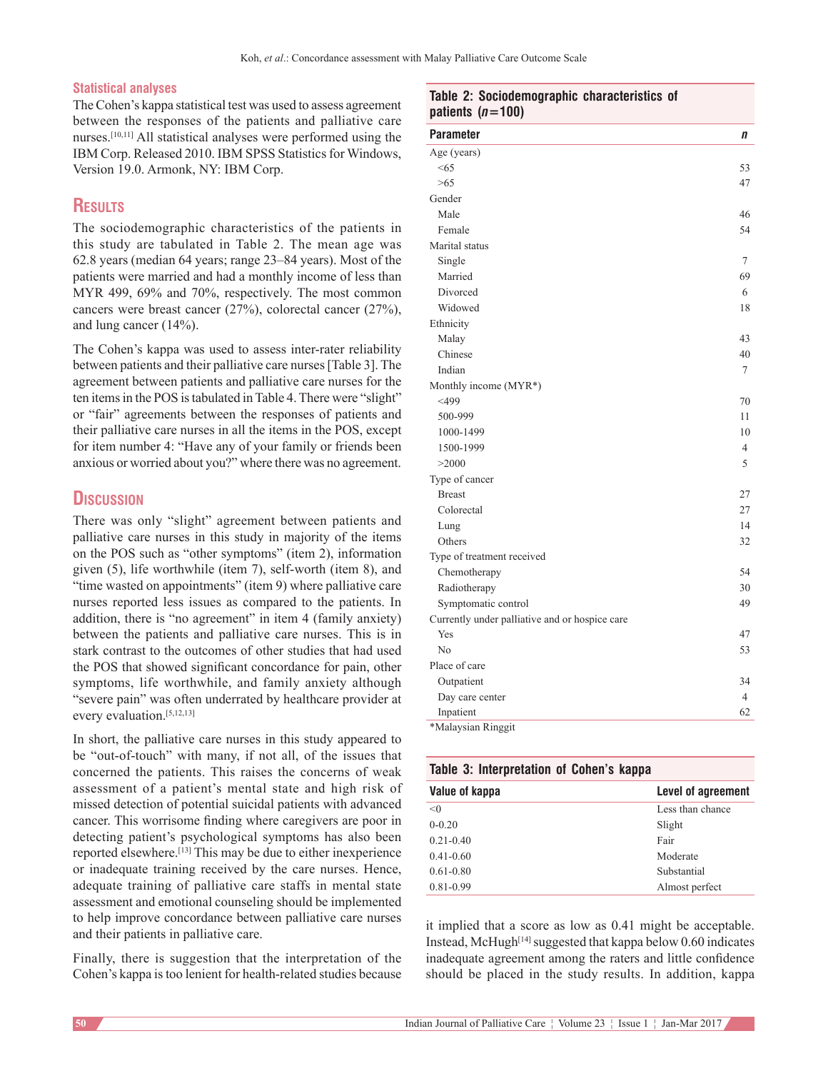### Statistical analyses

The Cohen's kappa statistical test was used to assess agreement between the responses of the patients and palliative care nurses.[10,11] All statistical analyses were performed using the IBM Corp. Released 2010. IBM SPSS Statistics for Windows, Version 19.0. Armonk, NY: IBM Corp.

## Results

The sociodemographic characteristics of the patients in this study are tabulated in Table 2. The mean age was 62.8 years (median 64 years; range 23–84 years). Most of the patients were married and had a monthly income of less than MYR 499, 69% and 70%, respectively. The most common cancers were breast cancer (27%), colorectal cancer (27%), and lung cancer (14%).

The Cohen's kappa was used to assess inter-rater reliability between patients and their palliative care nurses [Table 3]. The agreement between patients and palliative care nurses for the ten items in the POS is tabulated in Table 4. There were "slight" or "fair" agreements between the responses of patients and their palliative care nurses in all the items in the POS, except for item number 4: "Have any of your family or friends been anxious or worried about you?" where there was no agreement.

## Discussion

There was only "slight" agreement between patients and palliative care nurses in this study in majority of the items on the POS such as "other symptoms" (item 2), information given (5), life worthwhile (item 7), self-worth (item 8), and "time wasted on appointments" (item 9) where palliative care nurses reported less issues as compared to the patients. In addition, there is "no agreement" in item 4 (family anxiety) between the patients and palliative care nurses. This is in stark contrast to the outcomes of other studies that had used the POS that showed significant concordance for pain, other symptoms, life worthwhile, and family anxiety although "severe pain" was often underrated by healthcare provider at every evaluation.[5,12,13]

In short, the palliative care nurses in this study appeared to be "out-of-touch" with many, if not all, of the issues that concerned the patients. This raises the concerns of weak assessment of a patient's mental state and high risk of missed detection of potential suicidal patients with advanced cancer. This worrisome finding where caregivers are poor in detecting patient's psychological symptoms has also been reported elsewhere.[13] This may be due to either inexperience or inadequate training received by the care nurses. Hence, adequate training of palliative care staffs in mental state assessment and emotional counseling should be implemented to help improve concordance between palliative care nurses and their patients in palliative care.

Finally, there is suggestion that the interpretation of the Cohen's kappa is too lenient for health-related studies because it implied that a score as low as 0.41 might be acceptable. Instead, McHugh[14] suggested that kappa below 0.60 indicates inadequate agreement among the raters and little confidence should be placed in the study results. In addition, kappa

**Table 2: Sociodemographic characteristics of patients ($n$=100)**

| Parameter | n |
|---|---|
| Age (years) | |
| <65 | 53 |
| >65 | 47 |
| Gender | |
| Male | 46 |
| Female | 54 |
| Marital status | |
| Single | 7 |
| Married | 69 |
| Divorced | 6 |
| Widowed | 18 |
| Ethnicity | |
| Malay | 43 |
| Chinese | 40 |
| Indian | 7 |
| Monthly income (MYR*) | |
| <499 | 70 |
| 500-999 | 11 |
| 1000-1499 | 10 |
| 1500-1999 | 4 |
| >2000 | 5 |
| Type of cancer | |
| Breast | 27 |
| Colorectal | 27 |
| Lung | 14 |
| Others | 32 |
| Type of treatment received | |
| Chemotherapy | 54 |
| Radiotherapy | 30 |
| Symptomatic control | 49 |
| Currently under palliative and or hospice care | |
| Yes | 47 |
| No | 53 |
| Place of care | |
| Outpatient | 34 |
| Day care center | 4 |
| Inpatient | 62 |

*Malaysian Ringgit

**Table 3: Interpretation of Cohen's kappa**

| Value of kappa | Level of agreement |
|---|---|
| <0 | Less than chance |
| 0-0.20 | Slight |
| 0.21-0.40 | Fair |
| 0.41-0.60 | Moderate |
| 0.61-0.80 | Substantial |
| 0.81-0.99 | Almost perfect |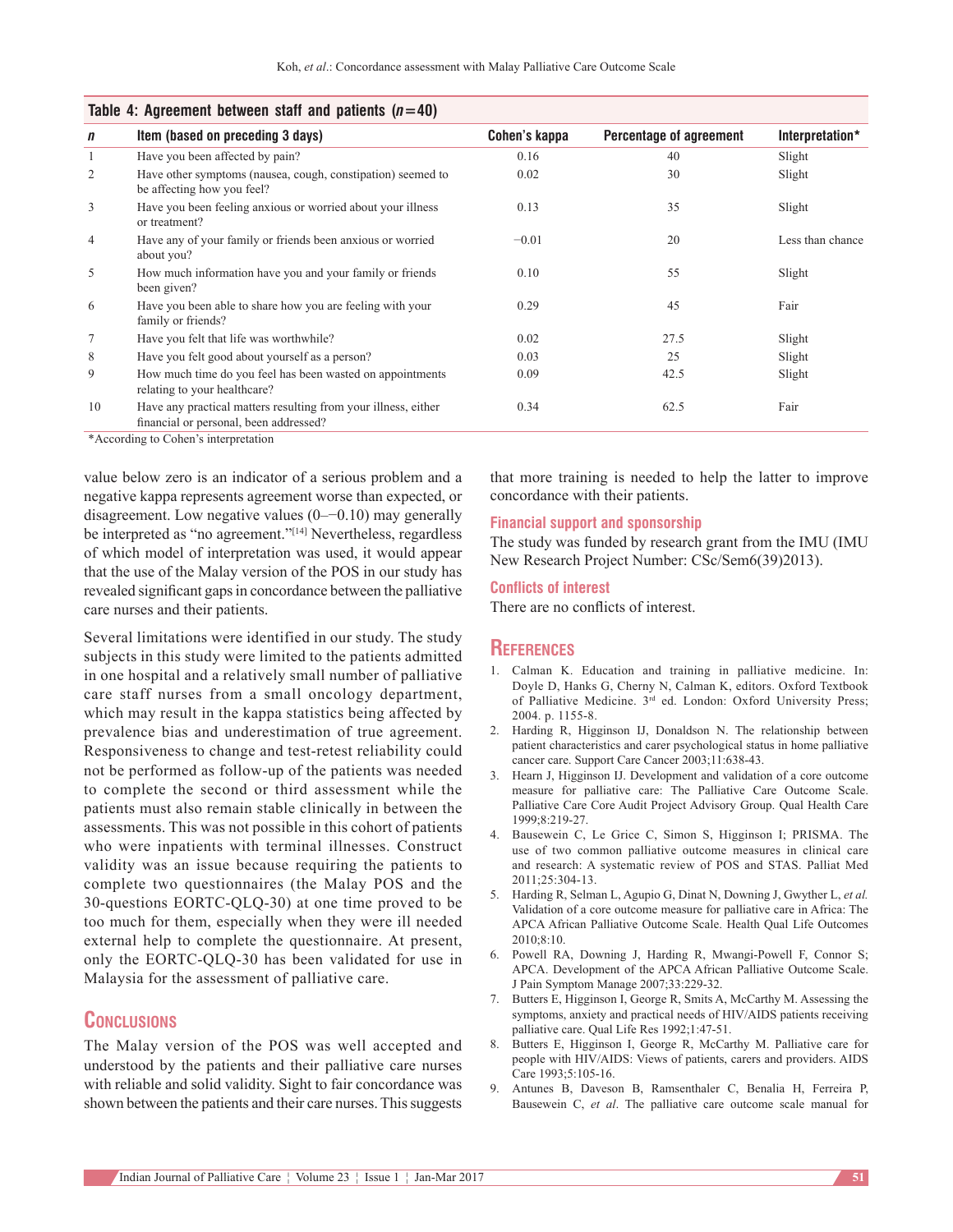**Table 4: Agreement between staff and patients ($n$=40)**

| $n$ | Item (based on preceding 3 days) | Cohen's kappa | Percentage of agreement | Interpretation* |
|---|---|---|---|---|
| 1 | Have you been affected by pain? | 0.16 | 40 | Slight |
| 2 | Have other symptoms (nausea, cough, constipation) seemed to be affecting how you feel? | 0.02 | 30 | Slight |
| 3 | Have you been feeling anxious or worried about your illness or treatment? | 0.13 | 35 | Slight |
| 4 | Have any of your family or friends been anxious or worried about you? | −0.01 | 20 | Less than chance |
| 5 | How much information have you and your family or friends been given? | 0.10 | 55 | Slight |
| 6 | Have you been able to share how you are feeling with your family or friends? | 0.29 | 45 | Fair |
| 7 | Have you felt that life was worthwhile? | 0.02 | 27.5 | Slight |
| 8 | Have you felt good about yourself as a person? | 0.03 | 25 | Slight |
| 9 | How much time do you feel has been wasted on appointments relating to your healthcare? | 0.09 | 42.5 | Slight |
| 10 | Have any practical matters resulting from your illness, either financial or personal, been addressed? | 0.34 | 62.5 | Fair |

*According to Cohen's interpretation

value below zero is an indicator of a serious problem and a negative kappa represents agreement worse than expected, or disagreement. Low negative values (0–−0.10) may generally be interpreted as "no agreement."[14] Nevertheless, regardless of which model of interpretation was used, it would appear that the use of the Malay version of the POS in our study has revealed significant gaps in concordance between the palliative care nurses and their patients.

Several limitations were identified in our study. The study subjects in this study were limited to the patients admitted in one hospital and a relatively small number of palliative care staff nurses from a small oncology department, which may result in the kappa statistics being affected by prevalence bias and underestimation of true agreement. Responsiveness to change and test-retest reliability could not be performed as follow-up of the patients was needed to complete the second or third assessment while the patients must also remain stable clinically in between the assessments. This was not possible in this cohort of patients who were inpatients with terminal illnesses. Construct validity was an issue because requiring the patients to complete two questionnaires (the Malay POS and the 30-questions EORTC-QLQ-30) at one time proved to be too much for them, especially when they were ill needed external help to complete the questionnaire. At present, only the EORTC-QLQ-30 has been validated for use in Malaysia for the assessment of palliative care.

## Conclusions

The Malay version of the POS was well accepted and understood by the patients and their palliative care nurses with reliable and solid validity. Sight to fair concordance was shown between the patients and their care nurses. This suggests that more training is needed to help the latter to improve concordance with their patients.

### Financial support and sponsorship

The study was funded by research grant from the IMU (IMU New Research Project Number: CSc/Sem6(39)2013).

### Conflicts of interest

There are no conflicts of interest.

## References

1. Calman K. Education and training in palliative medicine. In: Doyle D, Hanks G, Cherny N, Calman K, editors. Oxford Textbook of Palliative Medicine. 3rd ed. London: Oxford University Press; 2004. p. 1155-8.
2. Harding R, Higginson IJ, Donaldson N. The relationship between patient characteristics and carer psychological status in home palliative cancer care. Support Care Cancer 2003;11:638-43.
3. Hearn J, Higginson IJ. Development and validation of a core outcome measure for palliative care: The Palliative Care Outcome Scale. Palliative Care Core Audit Project Advisory Group. Qual Health Care 1999;8:219-27.
4. Bausewein C, Le Grice C, Simon S, Higginson I; PRISMA. The use of two common palliative outcome measures in clinical care and research: A systematic review of POS and STAS. Palliat Med 2011;25:304-13.
5. Harding R, Selman L, Agupio G, Dinat N, Downing J, Gwyther L, *et al.* Validation of a core outcome measure for palliative care in Africa: The APCA African Palliative Outcome Scale. Health Qual Life Outcomes 2010;8:10.
6. Powell RA, Downing J, Harding R, Mwangi-Powell F, Connor S; APCA. Development of the APCA African Palliative Outcome Scale. J Pain Symptom Manage 2007;33:229-32.
7. Butters E, Higginson I, George R, Smits A, McCarthy M. Assessing the symptoms, anxiety and practical needs of HIV/AIDS patients receiving palliative care. Qual Life Res 1992;1:47-51.
8. Butters E, Higginson I, George R, McCarthy M. Palliative care for people with HIV/AIDS: Views of patients, carers and providers. AIDS Care 1993;5:105-16.
9. Antunes B, Daveson B, Ramsenthaler C, Benalia H, Ferreira P, Bausewein C, *et al*. The palliative care outcome scale manual for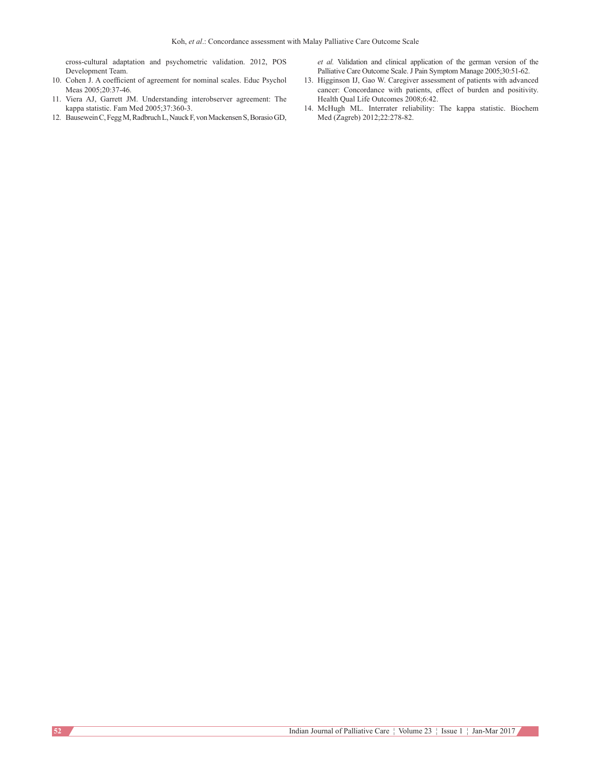cross-cultural adaptation and psychometric validation. 2012, POS Development Team.

10. Cohen J. A coefficient of agreement for nominal scales. Educ Psychol Meas 2005;20:37-46.
11. Viera AJ, Garrett JM. Understanding interobserver agreement: The kappa statistic. Fam Med 2005;37:360-3.
12. Bausewein C, Fegg M, Radbruch L, Nauck F, von Mackensen S, Borasio GD, *et al.* Validation and clinical application of the german version of the Palliative Care Outcome Scale. J Pain Symptom Manage 2005;30:51-62.
13. Higginson IJ, Gao W. Caregiver assessment of patients with advanced cancer: Concordance with patients, effect of burden and positivity. Health Qual Life Outcomes 2008;6:42.
14. McHugh ML. Interrater reliability: The kappa statistic. Biochem Med (Zagreb) 2012;22:278-82.